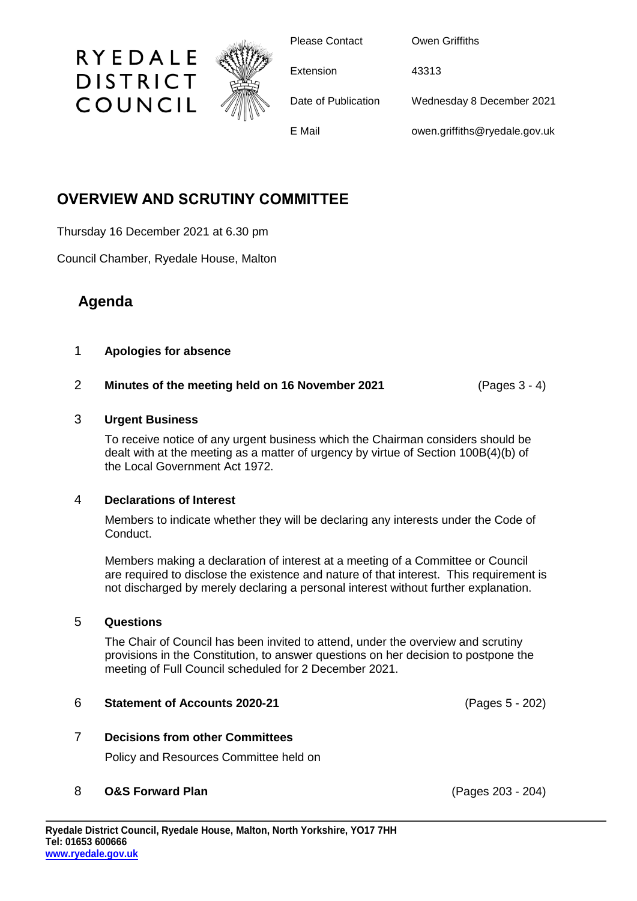# RYEDALE DISTRICT COUNCIL

| | |
|---|---|
| Please Contact | Owen Griffiths |
| Extension | 43313 |
| Date of Publication | Wednesday 8 December 2021 |
| E Mail | owen.griffiths@ryedale.gov.uk |

## OVERVIEW AND SCRUTINY COMMITTEE

Thursday 16 December 2021 at 6.30 pm

Council Chamber, Ryedale House, Malton

## Agenda

1 **Apologies for absence**

2 **Minutes of the meeting held on 16 November 2021** (Pages 3 - 4)

3 **Urgent Business**

To receive notice of any urgent business which the Chairman considers should be dealt with at the meeting as a matter of urgency by virtue of Section 100B(4)(b) of the Local Government Act 1972.

4 **Declarations of Interest**

Members to indicate whether they will be declaring any interests under the Code of Conduct.

Members making a declaration of interest at a meeting of a Committee or Council are required to disclose the existence and nature of that interest. This requirement is not discharged by merely declaring a personal interest without further explanation.

5 **Questions**

The Chair of Council has been invited to attend, under the overview and scrutiny provisions in the Constitution, to answer questions on her decision to postpone the meeting of Full Council scheduled for 2 December 2021.

6 **Statement of Accounts 2020-21** (Pages 5 - 202)

7 **Decisions from other Committees**

Policy and Resources Committee held on

8 **O&S Forward Plan** (Pages 203 - 204)

**Ryedale District Council, Ryedale House, Malton, North Yorkshire, YO17 7HH**
**Tel: 01653 600666**
**www.ryedale.gov.uk**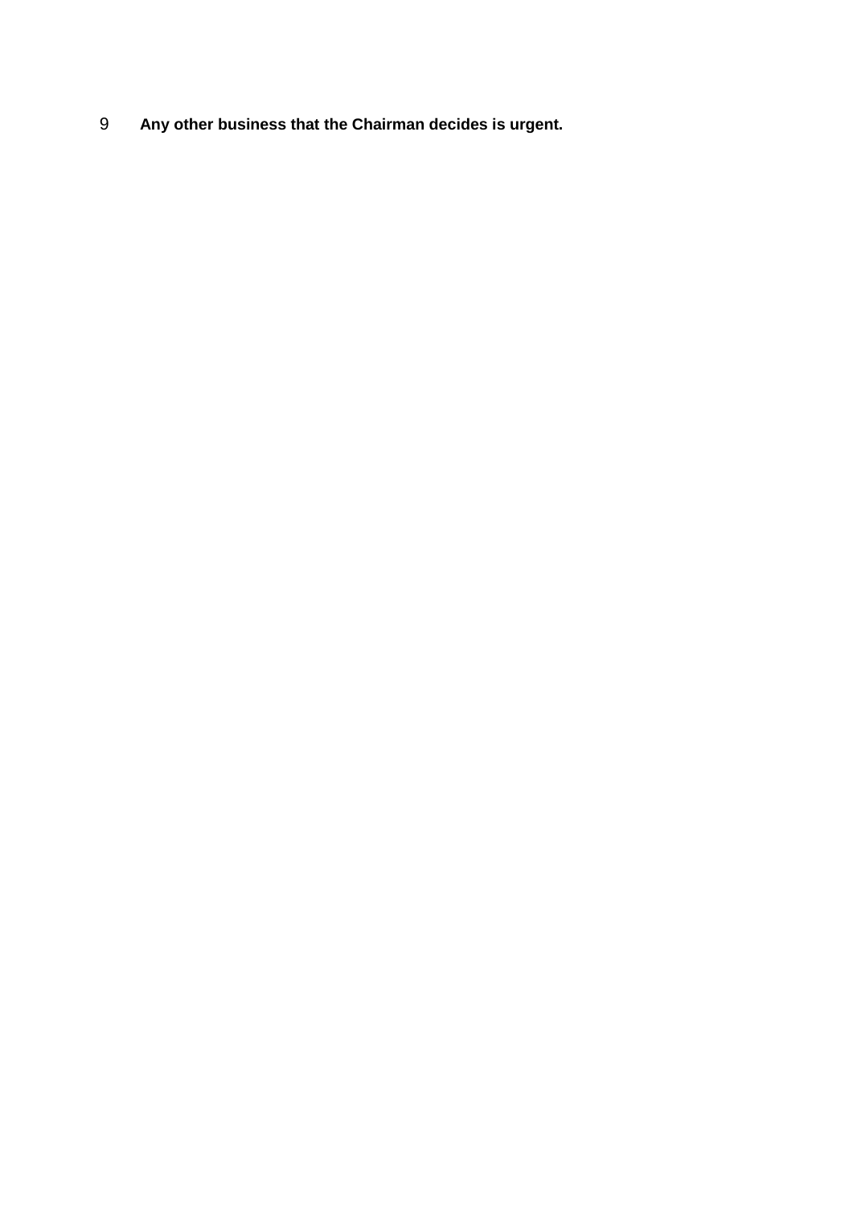9 **Any other business that the Chairman decides is urgent.**